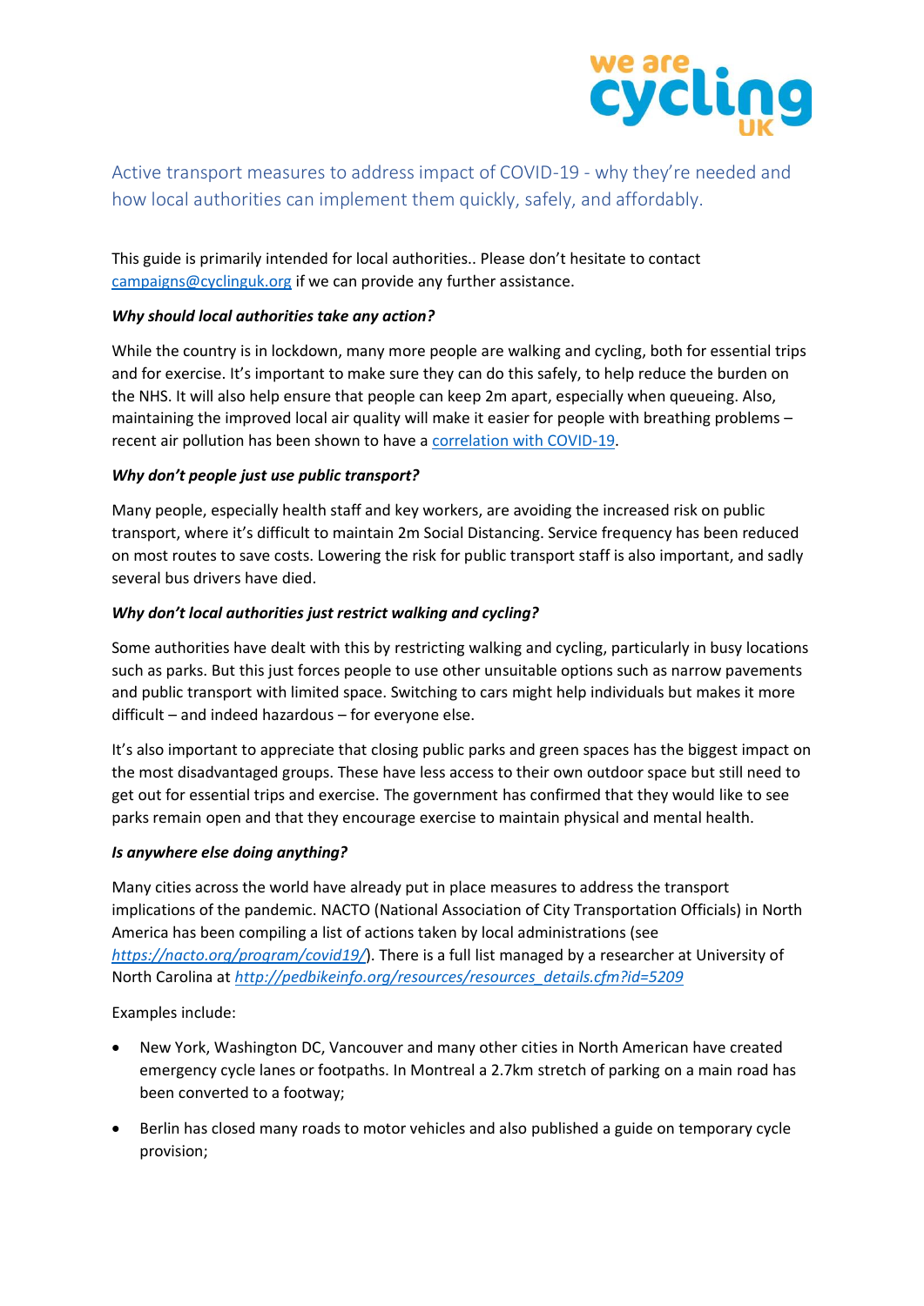# Active transport measures to address impact of COVID-19 - why they're needed and how local authorities can implement them quickly, safely, and affordably.

This guide is primarily intended for local authorities.. Please don't hesitate to contact campaigns@cyclinguk.org if we can provide any further assistance.

***Why should local authorities take any action?***

While the country is in lockdown, many more people are walking and cycling, both for essential trips and for exercise. It's important to make sure they can do this safely, to help reduce the burden on the NHS. It will also help ensure that people can keep 2m apart, especially when queueing. Also, maintaining the improved local air quality will make it easier for people with breathing problems – recent air pollution has been shown to have a correlation with COVID-19.

***Why don't people just use public transport?***

Many people, especially health staff and key workers, are avoiding the increased risk on public transport, where it's difficult to maintain 2m Social Distancing. Service frequency has been reduced on most routes to save costs. Lowering the risk for public transport staff is also important, and sadly several bus drivers have died.

***Why don't local authorities just restrict walking and cycling?***

Some authorities have dealt with this by restricting walking and cycling, particularly in busy locations such as parks. But this just forces people to use other unsuitable options such as narrow pavements and public transport with limited space. Switching to cars might help individuals but makes it more difficult – and indeed hazardous – for everyone else.

It's also important to appreciate that closing public parks and green spaces has the biggest impact on the most disadvantaged groups. These have less access to their own outdoor space but still need to get out for essential trips and exercise. The government has confirmed that they would like to see parks remain open and that they encourage exercise to maintain physical and mental health.

***Is anywhere else doing anything?***

Many cities across the world have already put in place measures to address the transport implications of the pandemic. NACTO (National Association of City Transportation Officials) in North America has been compiling a list of actions taken by local administrations (see *https://nacto.org/program/covid19/*). There is a full list managed by a researcher at University of North Carolina at *http://pedbikeinfo.org/resources/resources_details.cfm?id=5209*

Examples include:

- New York, Washington DC, Vancouver and many other cities in North American have created emergency cycle lanes or footpaths. In Montreal a 2.7km stretch of parking on a main road has been converted to a footway;
- Berlin has closed many roads to motor vehicles and also published a guide on temporary cycle provision;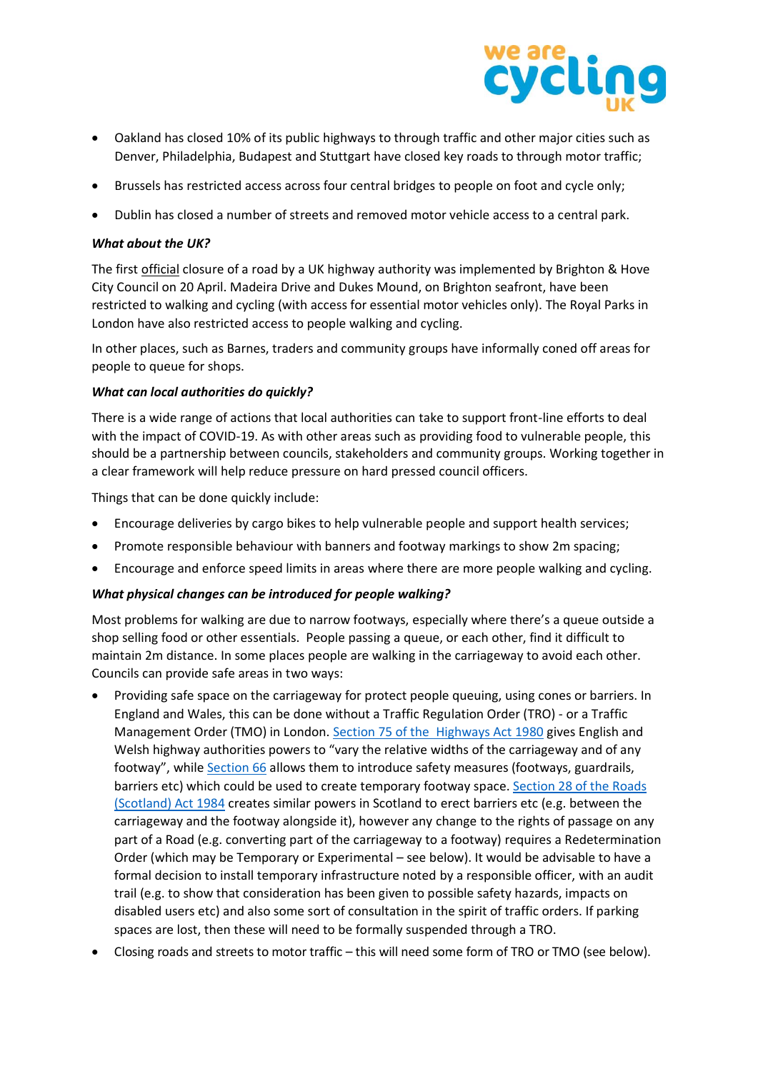- Oakland has closed 10% of its public highways to through traffic and other major cities such as Denver, Philadelphia, Budapest and Stuttgart have closed key roads to through motor traffic;
- Brussels has restricted access across four central bridges to people on foot and cycle only;
- Dublin has closed a number of streets and removed motor vehicle access to a central park.

***What about the UK?***

The first official closure of a road by a UK highway authority was implemented by Brighton & Hove City Council on 20 April. Madeira Drive and Dukes Mound, on Brighton seafront, have been restricted to walking and cycling (with access for essential motor vehicles only). The Royal Parks in London have also restricted access to people walking and cycling.

In other places, such as Barnes, traders and community groups have informally coned off areas for people to queue for shops.

***What can local authorities do quickly?***

There is a wide range of actions that local authorities can take to support front-line efforts to deal with the impact of COVID-19. As with other areas such as providing food to vulnerable people, this should be a partnership between councils, stakeholders and community groups. Working together in a clear framework will help reduce pressure on hard pressed council officers.

Things that can be done quickly include:

- Encourage deliveries by cargo bikes to help vulnerable people and support health services;
- Promote responsible behaviour with banners and footway markings to show 2m spacing;
- Encourage and enforce speed limits in areas where there are more people walking and cycling.

***What physical changes can be introduced for people walking?***

Most problems for walking are due to narrow footways, especially where there's a queue outside a shop selling food or other essentials. People passing a queue, or each other, find it difficult to maintain 2m distance. In some places people are walking in the carriageway to avoid each other. Councils can provide safe areas in two ways:

- Providing safe space on the carriageway for protect people queuing, using cones or barriers. In England and Wales, this can be done without a Traffic Regulation Order (TRO) - or a Traffic Management Order (TMO) in London. Section 75 of the Highways Act 1980 gives English and Welsh highway authorities powers to "vary the relative widths of the carriageway and of any footway", while Section 66 allows them to introduce safety measures (footways, guardrails, barriers etc) which could be used to create temporary footway space. Section 28 of the Roads (Scotland) Act 1984 creates similar powers in Scotland to erect barriers etc (e.g. between the carriageway and the footway alongside it), however any change to the rights of passage on any part of a Road (e.g. converting part of the carriageway to a footway) requires a Redetermination Order (which may be Temporary or Experimental – see below). It would be advisable to have a formal decision to install temporary infrastructure noted by a responsible officer, with an audit trail (e.g. to show that consideration has been given to possible safety hazards, impacts on disabled users etc) and also some sort of consultation in the spirit of traffic orders. If parking spaces are lost, then these will need to be formally suspended through a TRO.
- Closing roads and streets to motor traffic – this will need some form of TRO or TMO (see below).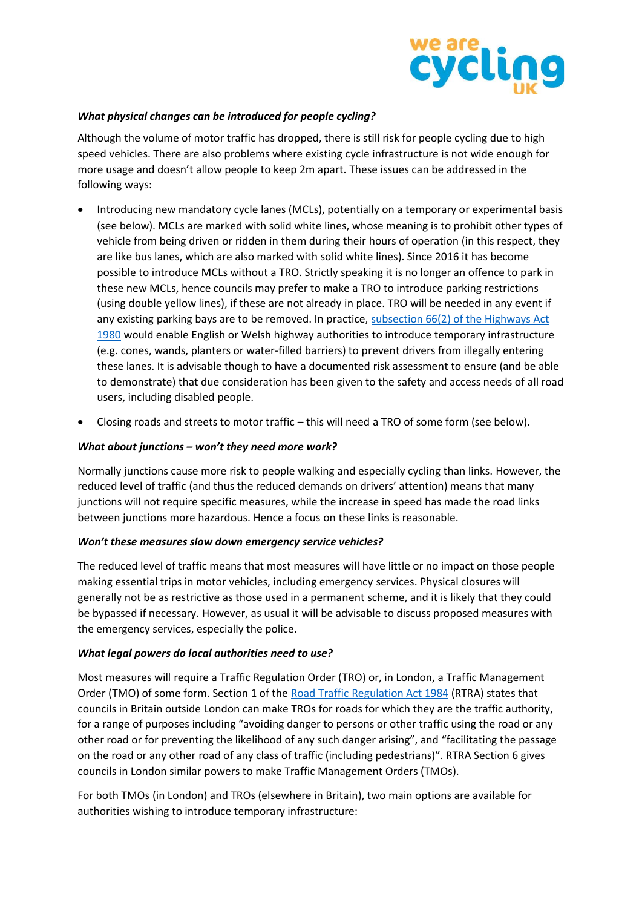*What physical changes can be introduced for people cycling?*

Although the volume of motor traffic has dropped, there is still risk for people cycling due to high speed vehicles. There are also problems where existing cycle infrastructure is not wide enough for more usage and doesn't allow people to keep 2m apart. These issues can be addressed in the following ways:

- Introducing new mandatory cycle lanes (MCLs), potentially on a temporary or experimental basis (see below). MCLs are marked with solid white lines, whose meaning is to prohibit other types of vehicle from being driven or ridden in them during their hours of operation (in this respect, they are like bus lanes, which are also marked with solid white lines). Since 2016 it has become possible to introduce MCLs without a TRO. Strictly speaking it is no longer an offence to park in these new MCLs, hence councils may prefer to make a TRO to introduce parking restrictions (using double yellow lines), if these are not already in place. TRO will be needed in any event if any existing parking bays are to be removed. In practice, [subsection 66(2) of the Highways Act 1980]() would enable English or Welsh highway authorities to introduce temporary infrastructure (e.g. cones, wands, planters or water-filled barriers) to prevent drivers from illegally entering these lanes. It is advisable though to have a documented risk assessment to ensure (and be able to demonstrate) that due consideration has been given to the safety and access needs of all road users, including disabled people.
- Closing roads and streets to motor traffic – this will need a TRO of some form (see below).

*What about junctions – won't they need more work?*

Normally junctions cause more risk to people walking and especially cycling than links. However, the reduced level of traffic (and thus the reduced demands on drivers' attention) means that many junctions will not require specific measures, while the increase in speed has made the road links between junctions more hazardous. Hence a focus on these links is reasonable.

*Won't these measures slow down emergency service vehicles?*

The reduced level of traffic means that most measures will have little or no impact on those people making essential trips in motor vehicles, including emergency services. Physical closures will generally not be as restrictive as those used in a permanent scheme, and it is likely that they could be bypassed if necessary. However, as usual it will be advisable to discuss proposed measures with the emergency services, especially the police.

*What legal powers do local authorities need to use?*

Most measures will require a Traffic Regulation Order (TRO) or, in London, a Traffic Management Order (TMO) of some form. Section 1 of the [Road Traffic Regulation Act 1984]() (RTRA) states that councils in Britain outside London can make TROs for roads for which they are the traffic authority, for a range of purposes including "avoiding danger to persons or other traffic using the road or any other road or for preventing the likelihood of any such danger arising", and "facilitating the passage on the road or any other road of any class of traffic (including pedestrians)". RTRA Section 6 gives councils in London similar powers to make Traffic Management Orders (TMOs).

For both TMOs (in London) and TROs (elsewhere in Britain), two main options are available for authorities wishing to introduce temporary infrastructure: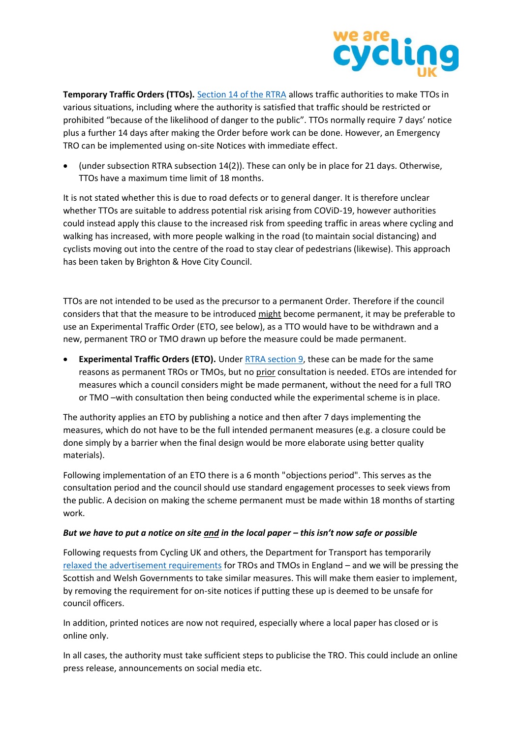**Temporary Traffic Orders (TTOs).** Section 14 of the RTRA allows traffic authorities to make TTOs in various situations, including where the authority is satisfied that traffic should be restricted or prohibited "because of the likelihood of danger to the public". TTOs normally require 7 days' notice plus a further 14 days after making the Order before work can be done. However, an Emergency TRO can be implemented using on-site Notices with immediate effect.

- (under subsection RTRA subsection 14(2)). These can only be in place for 21 days. Otherwise, TTOs have a maximum time limit of 18 months.

It is not stated whether this is due to road defects or to general danger. It is therefore unclear whether TTOs are suitable to address potential risk arising from COViD-19, however authorities could instead apply this clause to the increased risk from speeding traffic in areas where cycling and walking has increased, with more people walking in the road (to maintain social distancing) and cyclists moving out into the centre of the road to stay clear of pedestrians (likewise). This approach has been taken by Brighton & Hove City Council.

TTOs are not intended to be used as the precursor to a permanent Order. Therefore if the council considers that that the measure to be introduced might become permanent, it may be preferable to use an Experimental Traffic Order (ETO, see below), as a TTO would have to be withdrawn and a new, permanent TRO or TMO drawn up before the measure could be made permanent.

- **Experimental Traffic Orders (ETO).** Under RTRA section 9, these can be made for the same reasons as permanent TROs or TMOs, but no prior consultation is needed. ETOs are intended for measures which a council considers might be made permanent, without the need for a full TRO or TMO –with consultation then being conducted while the experimental scheme is in place.

The authority applies an ETO by publishing a notice and then after 7 days implementing the measures, which do not have to be the full intended permanent measures (e.g. a closure could be done simply by a barrier when the final design would be more elaborate using better quality materials).

Following implementation of an ETO there is a 6 month "objections period". This serves as the consultation period and the council should use standard engagement processes to seek views from the public. A decision on making the scheme permanent must be made within 18 months of starting work.

***But we have to put a notice on site and in the local paper – this isn't now safe or possible***

Following requests from Cycling UK and others, the Department for Transport has temporarily relaxed the advertisement requirements for TROs and TMOs in England – and we will be pressing the Scottish and Welsh Governments to take similar measures. This will make them easier to implement, by removing the requirement for on-site notices if putting these up is deemed to be unsafe for council officers.

In addition, printed notices are now not required, especially where a local paper has closed or is online only.

In all cases, the authority must take sufficient steps to publicise the TRO. This could include an online press release, announcements on social media etc.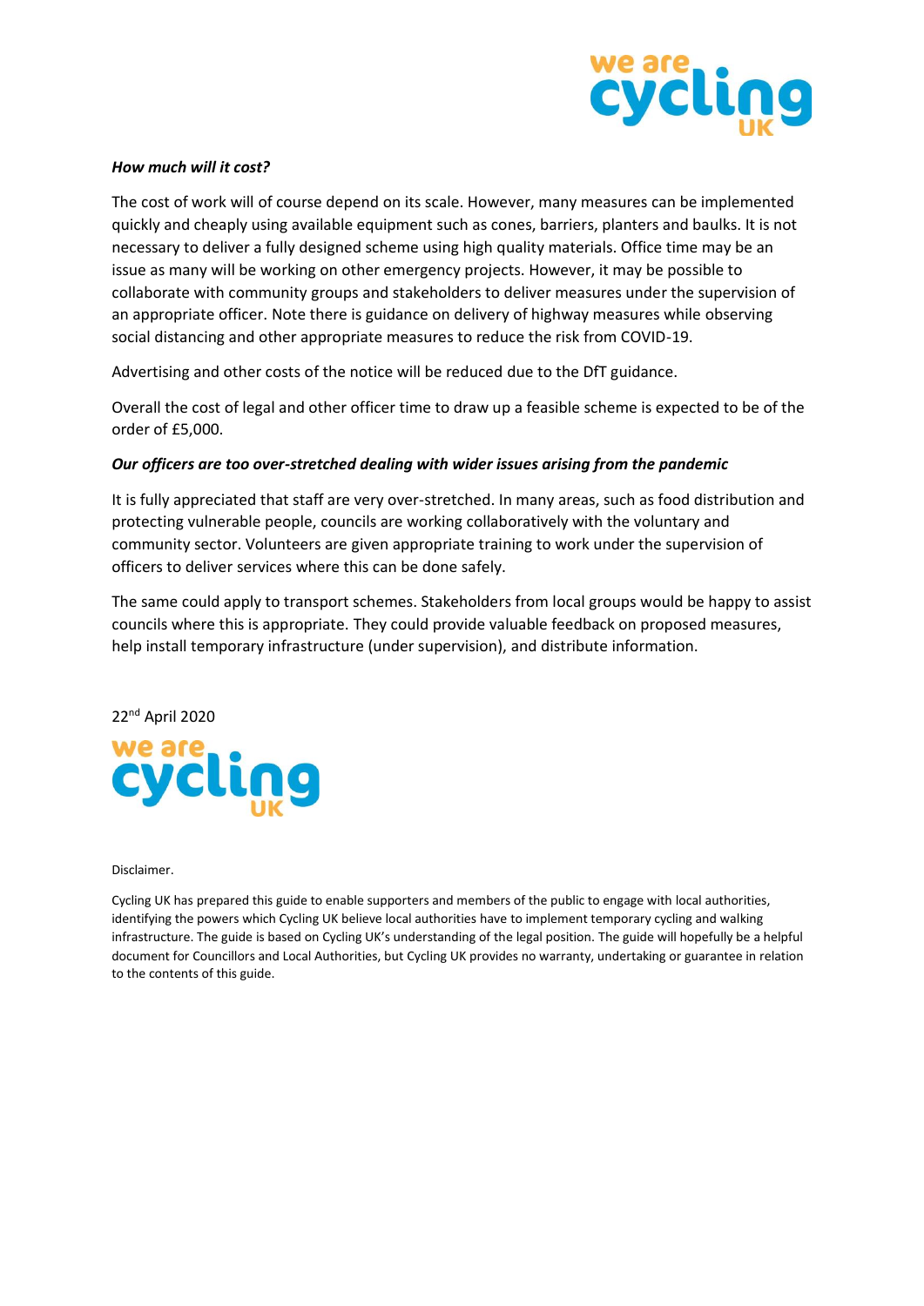***How much will it cost?***

The cost of work will of course depend on its scale. However, many measures can be implemented quickly and cheaply using available equipment such as cones, barriers, planters and baulks. It is not necessary to deliver a fully designed scheme using high quality materials. Office time may be an issue as many will be working on other emergency projects. However, it may be possible to collaborate with community groups and stakeholders to deliver measures under the supervision of an appropriate officer. Note there is guidance on delivery of highway measures while observing social distancing and other appropriate measures to reduce the risk from COVID-19.

Advertising and other costs of the notice will be reduced due to the DfT guidance.

Overall the cost of legal and other officer time to draw up a feasible scheme is expected to be of the order of £5,000.

***Our officers are too over-stretched dealing with wider issues arising from the pandemic***

It is fully appreciated that staff are very over-stretched. In many areas, such as food distribution and protecting vulnerable people, councils are working collaboratively with the voluntary and community sector. Volunteers are given appropriate training to work under the supervision of officers to deliver services where this can be done safely.

The same could apply to transport schemes. Stakeholders from local groups would be happy to assist councils where this is appropriate. They could provide valuable feedback on proposed measures, help install temporary infrastructure (under supervision), and distribute information.

22nd April 2020

we are cycling UK

Disclaimer.

Cycling UK has prepared this guide to enable supporters and members of the public to engage with local authorities, identifying the powers which Cycling UK believe local authorities have to implement temporary cycling and walking infrastructure. The guide is based on Cycling UK's understanding of the legal position. The guide will hopefully be a helpful document for Councillors and Local Authorities, but Cycling UK provides no warranty, undertaking or guarantee in relation to the contents of this guide.